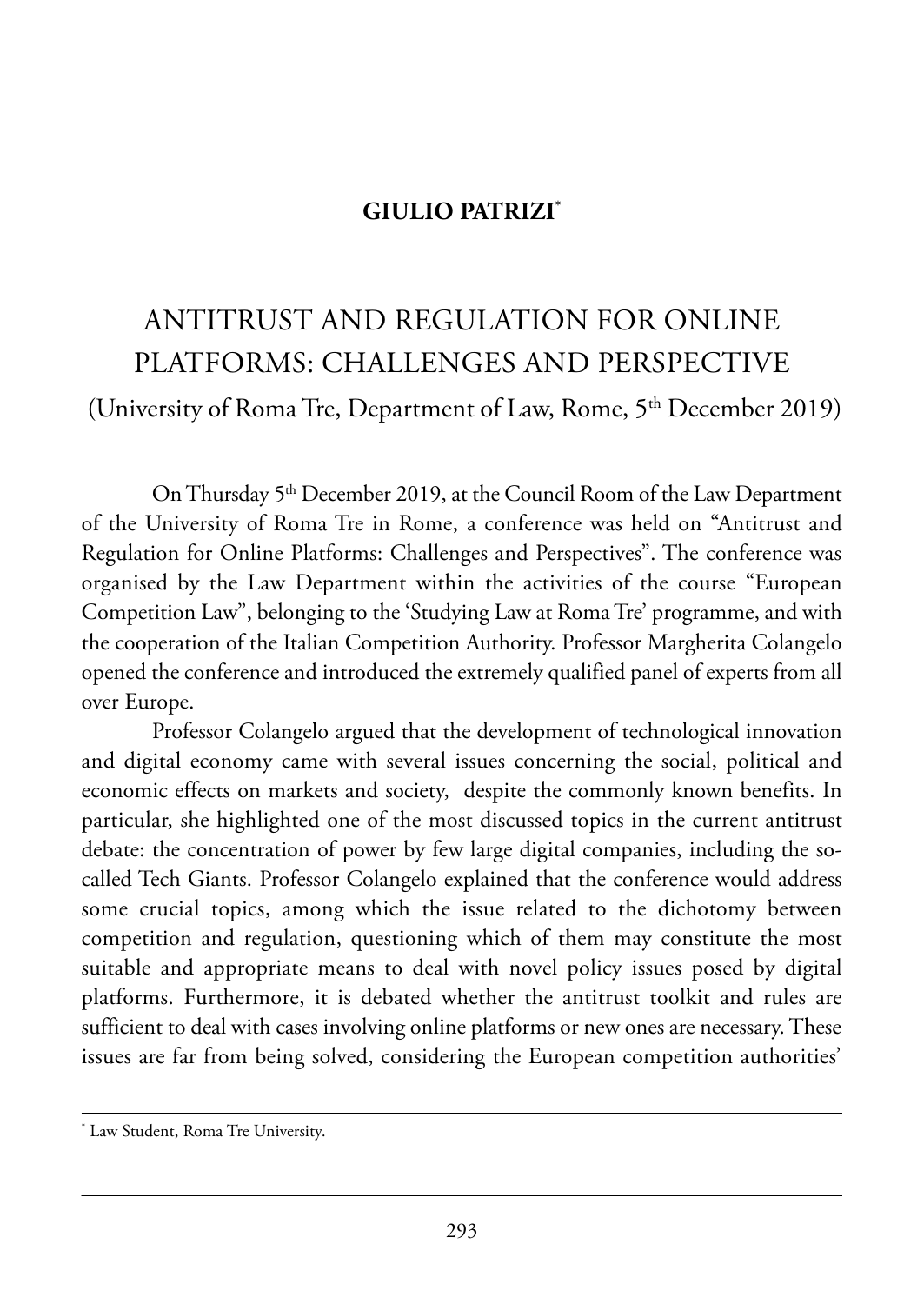**GIULIO PATRIZI***

# ANTITRUST AND REGULATION FOR ONLINE PLATFORMS: CHALLENGES AND PERSPECTIVE

(University of Roma Tre, Department of Law, Rome, 5th December 2019)

On Thursday 5th December 2019, at the Council Room of the Law Department of the University of Roma Tre in Rome, a conference was held on "Antitrust and Regulation for Online Platforms: Challenges and Perspectives". The conference was organised by the Law Department within the activities of the course "European Competition Law", belonging to the 'Studying Law at Roma Tre' programme, and with the cooperation of the Italian Competition Authority. Professor Margherita Colangelo opened the conference and introduced the extremely qualified panel of experts from all over Europe.

Professor Colangelo argued that the development of technological innovation and digital economy came with several issues concerning the social, political and economic effects on markets and society, despite the commonly known benefits. In particular, she highlighted one of the most discussed topics in the current antitrust debate: the concentration of power by few large digital companies, including the so-called Tech Giants. Professor Colangelo explained that the conference would address some crucial topics, among which the issue related to the dichotomy between competition and regulation, questioning which of them may constitute the most suitable and appropriate means to deal with novel policy issues posed by digital platforms. Furthermore, it is debated whether the antitrust toolkit and rules are sufficient to deal with cases involving online platforms or new ones are necessary. These issues are far from being solved, considering the European competition authorities'

---

\* Law Student, Roma Tre University.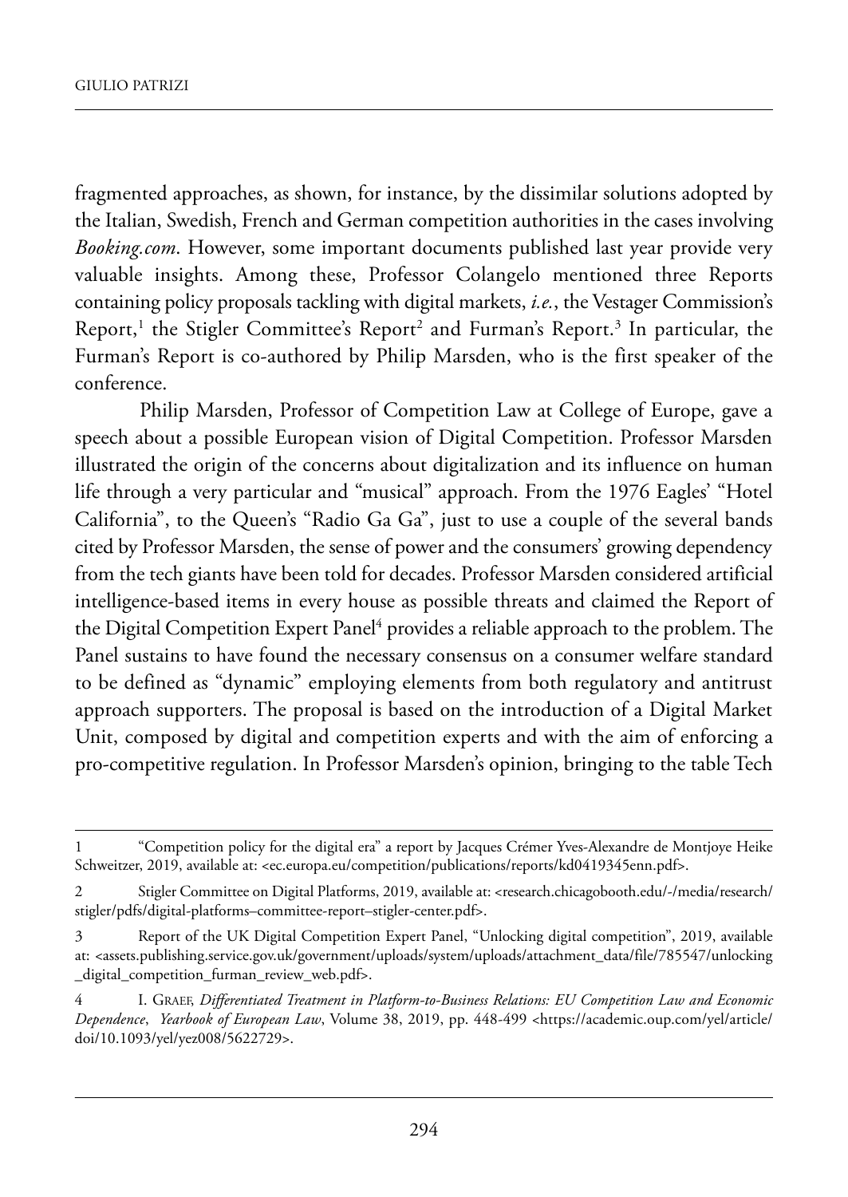fragmented approaches, as shown, for instance, by the dissimilar solutions adopted by the Italian, Swedish, French and German competition authorities in the cases involving *Booking.com*. However, some important documents published last year provide very valuable insights. Among these, Professor Colangelo mentioned three Reports containing policy proposals tackling with digital markets, *i.e.*, the Vestager Commission's Report,[1] the Stigler Committee's Report[2] and Furman's Report.[3] In particular, the Furman's Report is co-authored by Philip Marsden, who is the first speaker of the conference.

Philip Marsden, Professor of Competition Law at College of Europe, gave a speech about a possible European vision of Digital Competition. Professor Marsden illustrated the origin of the concerns about digitalization and its influence on human life through a very particular and "musical" approach. From the 1976 Eagles' "Hotel California", to the Queen's "Radio Ga Ga", just to use a couple of the several bands cited by Professor Marsden, the sense of power and the consumers' growing dependency from the tech giants have been told for decades. Professor Marsden considered artificial intelligence-based items in every house as possible threats and claimed the Report of the Digital Competition Expert Panel[4] provides a reliable approach to the problem. The Panel sustains to have found the necessary consensus on a consumer welfare standard to be defined as "dynamic" employing elements from both regulatory and antitrust approach supporters. The proposal is based on the introduction of a Digital Market Unit, composed by digital and competition experts and with the aim of enforcing a pro-competitive regulation. In Professor Marsden's opinion, bringing to the table Tech

---

1 "Competition policy for the digital era" a report by Jacques Crémer Yves-Alexandre de Montjoye Heike Schweitzer, 2019, available at: <ec.europa.eu/competition/publications/reports/kd0419345enn.pdf>.

2 Stigler Committee on Digital Platforms, 2019, available at: <research.chicagobooth.edu/-/media/research/stigler/pdfs/digital-platforms–committee-report–stigler-center.pdf>.

3 Report of the UK Digital Competition Expert Panel, "Unlocking digital competition", 2019, available at: <assets.publishing.service.gov.uk/government/uploads/system/uploads/attachment_data/file/785547/unlocking_digital_competition_furman_review_web.pdf>.

4 I. Graef, *Differentiated Treatment in Platform-to-Business Relations: EU Competition Law and Economic Dependence*, *Yearbook of European Law*, Volume 38, 2019, pp. 448-499 <https://academic.oup.com/yel/article/doi/10.1093/yel/yez008/5622729>.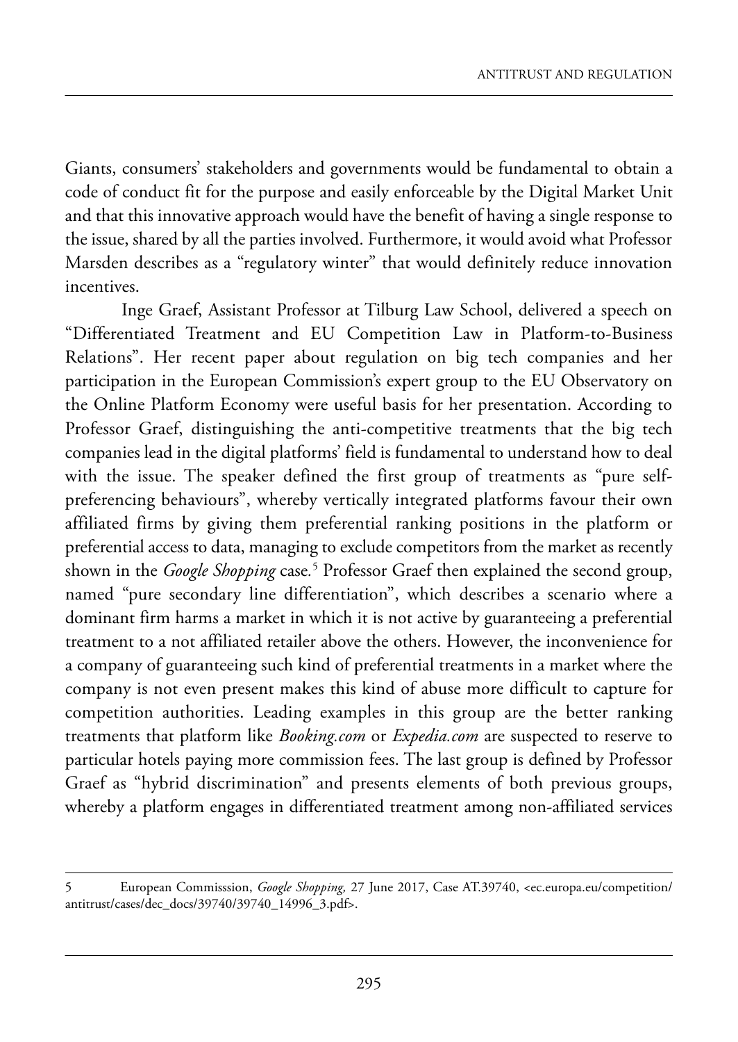Giants, consumers' stakeholders and governments would be fundamental to obtain a code of conduct fit for the purpose and easily enforceable by the Digital Market Unit and that this innovative approach would have the benefit of having a single response to the issue, shared by all the parties involved. Furthermore, it would avoid what Professor Marsden describes as a "regulatory winter" that would definitely reduce innovation incentives.

Inge Graef, Assistant Professor at Tilburg Law School, delivered a speech on "Differentiated Treatment and EU Competition Law in Platform-to-Business Relations". Her recent paper about regulation on big tech companies and her participation in the European Commission's expert group to the EU Observatory on the Online Platform Economy were useful basis for her presentation. According to Professor Graef, distinguishing the anti-competitive treatments that the big tech companies lead in the digital platforms' field is fundamental to understand how to deal with the issue. The speaker defined the first group of treatments as "pure self-preferencing behaviours", whereby vertically integrated platforms favour their own affiliated firms by giving them preferential ranking positions in the platform or preferential access to data, managing to exclude competitors from the market as recently shown in the *Google Shopping* case.[5] Professor Graef then explained the second group, named "pure secondary line differentiation", which describes a scenario where a dominant firm harms a market in which it is not active by guaranteeing a preferential treatment to a not affiliated retailer above the others. However, the inconvenience for a company of guaranteeing such kind of preferential treatments in a market where the company is not even present makes this kind of abuse more difficult to capture for competition authorities. Leading examples in this group are the better ranking treatments that platform like *Booking.com* or *Expedia.com* are suspected to reserve to particular hotels paying more commission fees. The last group is defined by Professor Graef as "hybrid discrimination" and presents elements of both previous groups, whereby a platform engages in differentiated treatment among non-affiliated services

---

5 European Commisssion, *Google Shopping,* 27 June 2017, Case AT.39740, <ec.europa.eu/competition/antitrust/cases/dec_docs/39740/39740_14996_3.pdf>.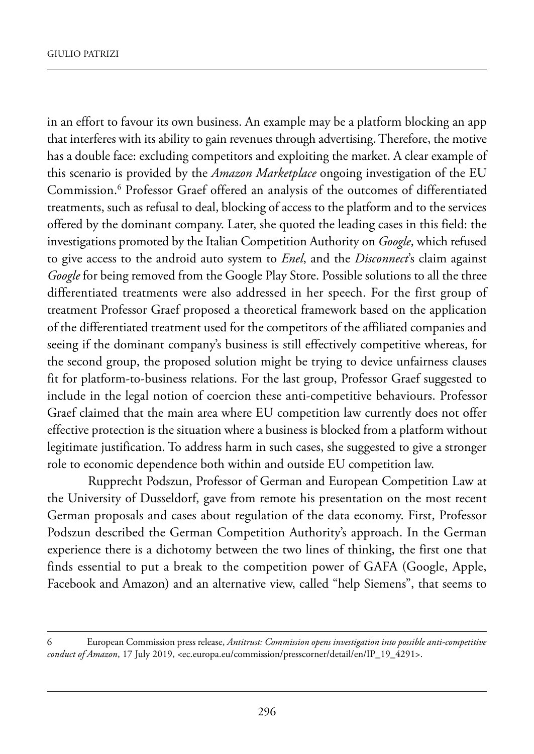in an effort to favour its own business. An example may be a platform blocking an app that interferes with its ability to gain revenues through advertising. Therefore, the motive has a double face: excluding competitors and exploiting the market. A clear example of this scenario is provided by the *Amazon Marketplace* ongoing investigation of the EU Commission.[6] Professor Graef offered an analysis of the outcomes of differentiated treatments, such as refusal to deal, blocking of access to the platform and to the services offered by the dominant company. Later, she quoted the leading cases in this field: the investigations promoted by the Italian Competition Authority on *Google*, which refused to give access to the android auto system to *Enel*, and the *Disconnect*'s claim against *Google* for being removed from the Google Play Store. Possible solutions to all the three differentiated treatments were also addressed in her speech. For the first group of treatment Professor Graef proposed a theoretical framework based on the application of the differentiated treatment used for the competitors of the affiliated companies and seeing if the dominant company's business is still effectively competitive whereas, for the second group, the proposed solution might be trying to device unfairness clauses fit for platform-to-business relations. For the last group, Professor Graef suggested to include in the legal notion of coercion these anti-competitive behaviours. Professor Graef claimed that the main area where EU competition law currently does not offer effective protection is the situation where a business is blocked from a platform without legitimate justification. To address harm in such cases, she suggested to give a stronger role to economic dependence both within and outside EU competition law.

Rupprecht Podszun, Professor of German and European Competition Law at the University of Dusseldorf, gave from remote his presentation on the most recent German proposals and cases about regulation of the data economy. First, Professor Podszun described the German Competition Authority's approach. In the German experience there is a dichotomy between the two lines of thinking, the first one that finds essential to put a break to the competition power of GAFA (Google, Apple, Facebook and Amazon) and an alternative view, called "help Siemens", that seems to

---

6 European Commission press release, *Antitrust: Commission opens investigation into possible anti-competitive conduct of Amazon*, 17 July 2019, <ec.europa.eu/commission/presscorner/detail/en/IP_19_4291>.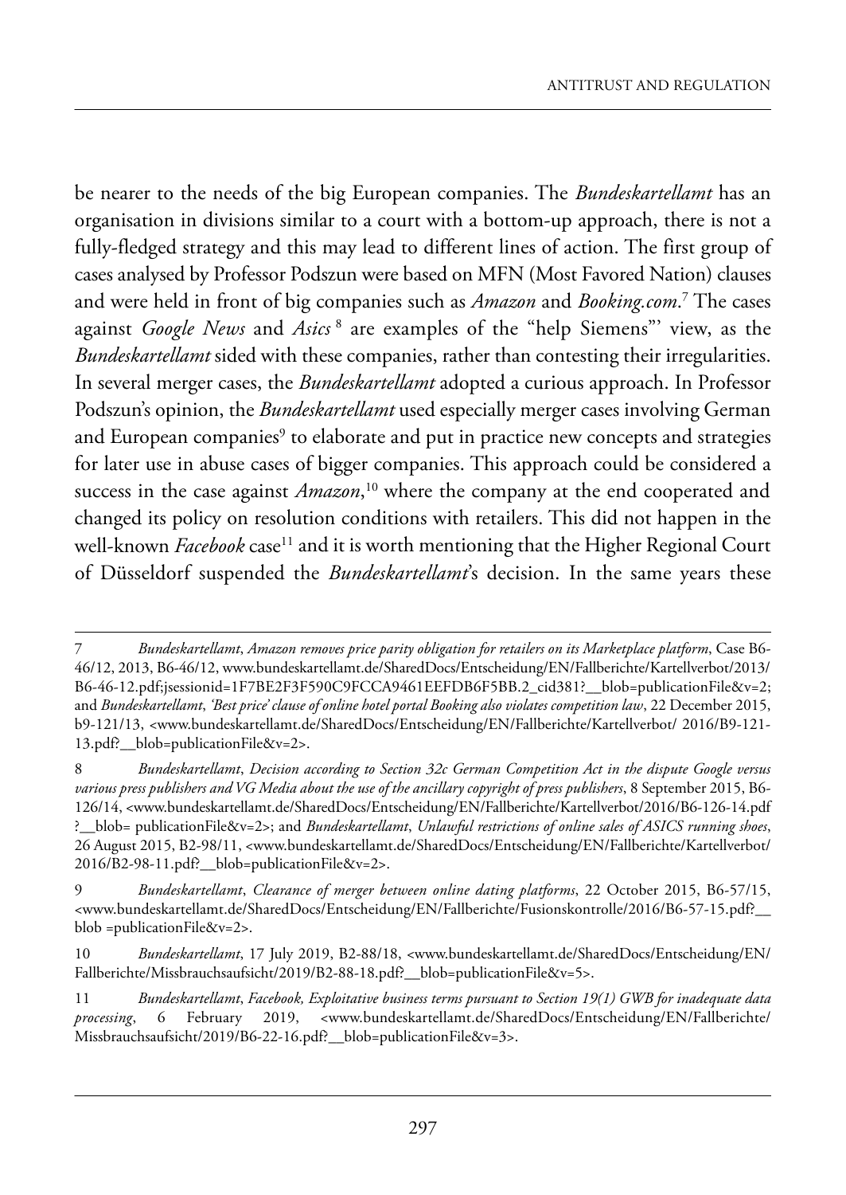be nearer to the needs of the big European companies. The *Bundeskartellamt* has an organisation in divisions similar to a court with a bottom-up approach, there is not a fully-fledged strategy and this may lead to different lines of action. The first group of cases analysed by Professor Podszun were based on MFN (Most Favored Nation) clauses and were held in front of big companies such as *Amazon* and *Booking.com*.[7] The cases against *Google News* and *Asics*[8] are examples of the "help Siemens"' view, as the *Bundeskartellamt* sided with these companies, rather than contesting their irregularities. In several merger cases, the *Bundeskartellamt* adopted a curious approach. In Professor Podszun's opinion, the *Bundeskartellamt* used especially merger cases involving German and European companies[9] to elaborate and put in practice new concepts and strategies for later use in abuse cases of bigger companies. This approach could be considered a success in the case against *Amazon*,[10] where the company at the end cooperated and changed its policy on resolution conditions with retailers. This did not happen in the well-known *Facebook* case[11] and it is worth mentioning that the Higher Regional Court of Düsseldorf suspended the *Bundeskartellamt*'s decision. In the same years these

---

7 *Bundeskartellamt*, *Amazon removes price parity obligation for retailers on its Marketplace platform*, Case B6-46/12, 2013, B6-46/12, www.bundeskartellamt.de/SharedDocs/Entscheidung/EN/Fallberichte/Kartellverbot/2013/B6-46-12.pdf;jsessionid=1F7BE2F3F590C9FCCA9461EEFDB6F5BB.2_cid381?__blob=publicationFile&v=2; and *Bundeskartellamt*, *'Best price' clause of online hotel portal Booking also violates competition law*, 22 December 2015, b9-121/13, <www.bundeskartellamt.de/SharedDocs/Entscheidung/EN/Fallberichte/Kartellverbot/ 2016/B9-121-13.pdf?__blob=publicationFile&v=2>.

8 *Bundeskartellamt*, *Decision according to Section 32c German Competition Act in the dispute Google versus various press publishers and VG Media about the use of the ancillary copyright of press publishers*, 8 September 2015, B6-126/14, <www.bundeskartellamt.de/SharedDocs/Entscheidung/EN/Fallberichte/Kartellverbot/2016/B6-126-14.pdf ?__blob= publicationFile&v=2>; and *Bundeskartellamt*, *Unlawful restrictions of online sales of ASICS running shoes*, 26 August 2015, B2-98/11, <www.bundeskartellamt.de/SharedDocs/Entscheidung/EN/Fallberichte/Kartellverbot/2016/B2-98-11.pdf?__blob=publicationFile&v=2>.

9 *Bundeskartellamt*, *Clearance of merger between online dating platforms*, 22 October 2015, B6-57/15, <www.bundeskartellamt.de/SharedDocs/Entscheidung/EN/Fallberichte/Fusionskontrolle/2016/B6-57-15.pdf?__ blob =publicationFile&v=2>.

10 *Bundeskartellamt*, 17 July 2019, B2-88/18, <www.bundeskartellamt.de/SharedDocs/Entscheidung/EN/Fallberichte/Missbrauchsaufsicht/2019/B2-88-18.pdf?__blob=publicationFile&v=5>.

11 *Bundeskartellamt*, *Facebook, Exploitative business terms pursuant to Section 19(1) GWB for inadequate data processing*, 6 February 2019, <www.bundeskartellamt.de/SharedDocs/Entscheidung/EN/Fallberichte/Missbrauchsaufsicht/2019/B6-22-16.pdf?__blob=publicationFile&v=3>.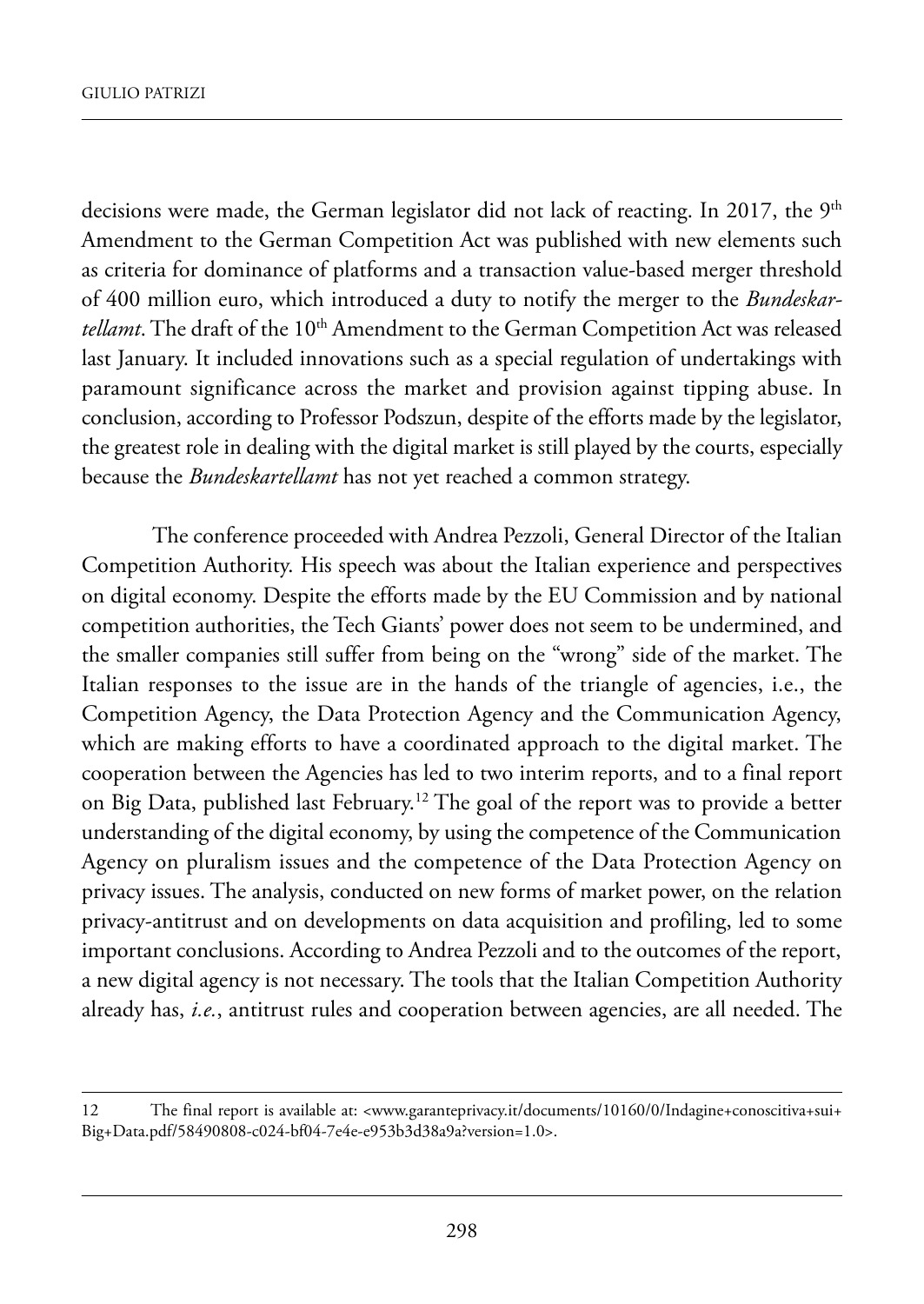decisions were made, the German legislator did not lack of reacting. In 2017, the 9th Amendment to the German Competition Act was published with new elements such as criteria for dominance of platforms and a transaction value-based merger threshold of 400 million euro, which introduced a duty to notify the merger to the *Bundeskartellamt*. The draft of the 10th Amendment to the German Competition Act was released last January. It included innovations such as a special regulation of undertakings with paramount significance across the market and provision against tipping abuse. In conclusion, according to Professor Podszun, despite of the efforts made by the legislator, the greatest role in dealing with the digital market is still played by the courts, especially because the *Bundeskartellamt* has not yet reached a common strategy.

The conference proceeded with Andrea Pezzoli, General Director of the Italian Competition Authority. His speech was about the Italian experience and perspectives on digital economy. Despite the efforts made by the EU Commission and by national competition authorities, the Tech Giants' power does not seem to be undermined, and the smaller companies still suffer from being on the "wrong" side of the market. The Italian responses to the issue are in the hands of the triangle of agencies, i.e., the Competition Agency, the Data Protection Agency and the Communication Agency, which are making efforts to have a coordinated approach to the digital market. The cooperation between the Agencies has led to two interim reports, and to a final report on Big Data, published last February.[12] The goal of the report was to provide a better understanding of the digital economy, by using the competence of the Communication Agency on pluralism issues and the competence of the Data Protection Agency on privacy issues. The analysis, conducted on new forms of market power, on the relation privacy-antitrust and on developments on data acquisition and profiling, led to some important conclusions. According to Andrea Pezzoli and to the outcomes of the report, a new digital agency is not necessary. The tools that the Italian Competition Authority already has, *i.e.*, antitrust rules and cooperation between agencies, are all needed. The

---

12 The final report is available at: <www.garanteprivacy.it/documents/10160/0/Indagine+conoscitiva+sui+Big+Data.pdf/58490808-c024-bf04-7e4e-e953b3d38a9a?version=1.0>.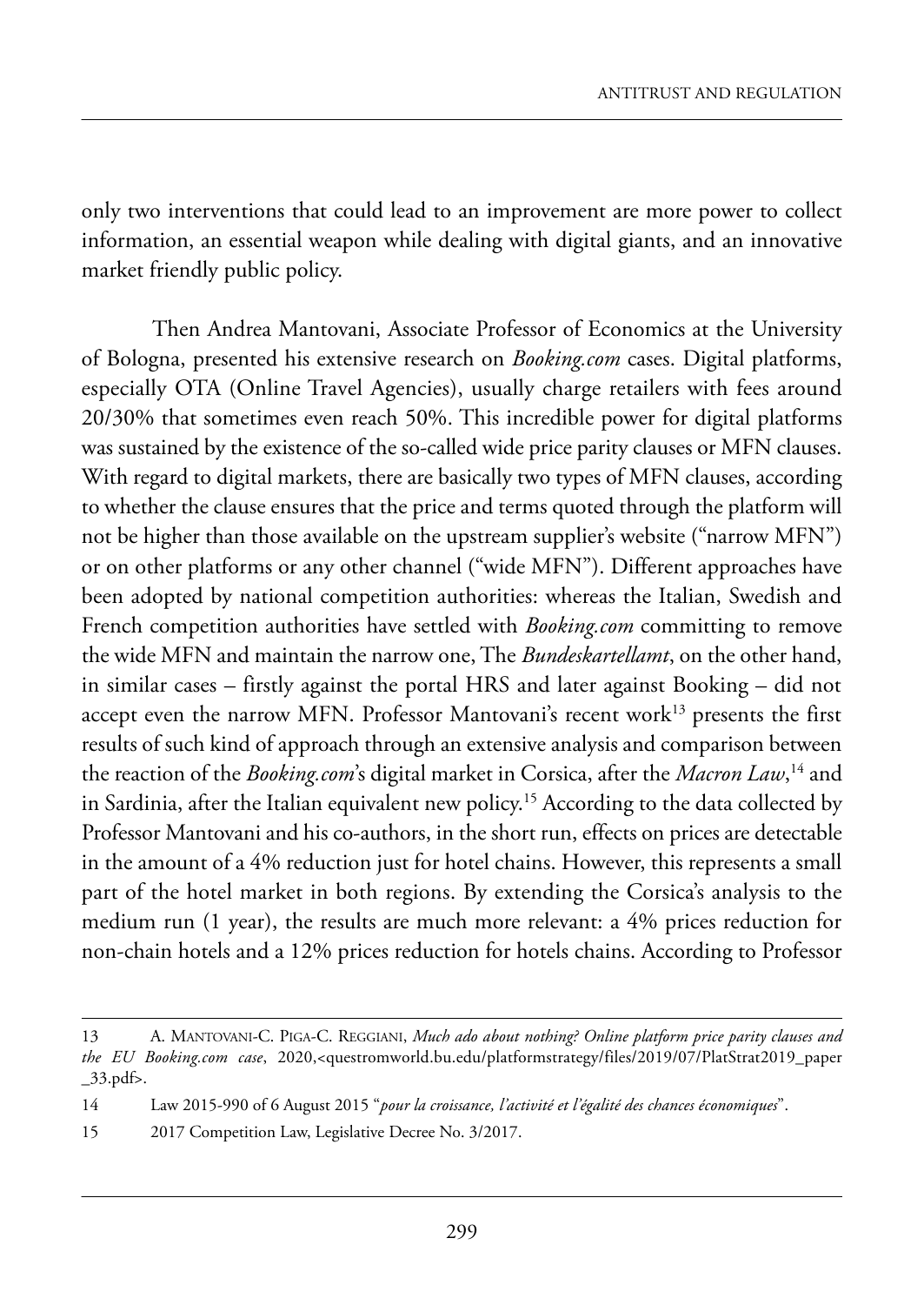only two interventions that could lead to an improvement are more power to collect information, an essential weapon while dealing with digital giants, and an innovative market friendly public policy.

Then Andrea Mantovani, Associate Professor of Economics at the University of Bologna, presented his extensive research on *Booking.com* cases. Digital platforms, especially OTA (Online Travel Agencies), usually charge retailers with fees around 20/30% that sometimes even reach 50%. This incredible power for digital platforms was sustained by the existence of the so-called wide price parity clauses or MFN clauses. With regard to digital markets, there are basically two types of MFN clauses, according to whether the clause ensures that the price and terms quoted through the platform will not be higher than those available on the upstream supplier's website ("narrow MFN") or on other platforms or any other channel ("wide MFN"). Different approaches have been adopted by national competition authorities: whereas the Italian, Swedish and French competition authorities have settled with *Booking.com* committing to remove the wide MFN and maintain the narrow one, The *Bundeskartellamt*, on the other hand, in similar cases – firstly against the portal HRS and later against Booking – did not accept even the narrow MFN. Professor Mantovani's recent work[13] presents the first results of such kind of approach through an extensive analysis and comparison between the reaction of the *Booking.com*'s digital market in Corsica, after the *Macron Law*,[14] and in Sardinia, after the Italian equivalent new policy.[15] According to the data collected by Professor Mantovani and his co-authors, in the short run, effects on prices are detectable in the amount of a 4% reduction just for hotel chains. However, this represents a small part of the hotel market in both regions. By extending the Corsica's analysis to the medium run (1 year), the results are much more relevant: a 4% prices reduction for non-chain hotels and a 12% prices reduction for hotels chains. According to Professor

---

13 A. Mantovani-C. Piga-C. Reggiani, *Much ado about nothing? Online platform price parity clauses and the EU Booking.com case*, 2020,<questromworld.bu.edu/platformstrategy/files/2019/07/PlatStrat2019_paper_33.pdf>.

14 Law 2015-990 of 6 August 2015 "*pour la croissance, l'activité et l'égalité des chances économiques*".

15 2017 Competition Law, Legislative Decree No. 3/2017.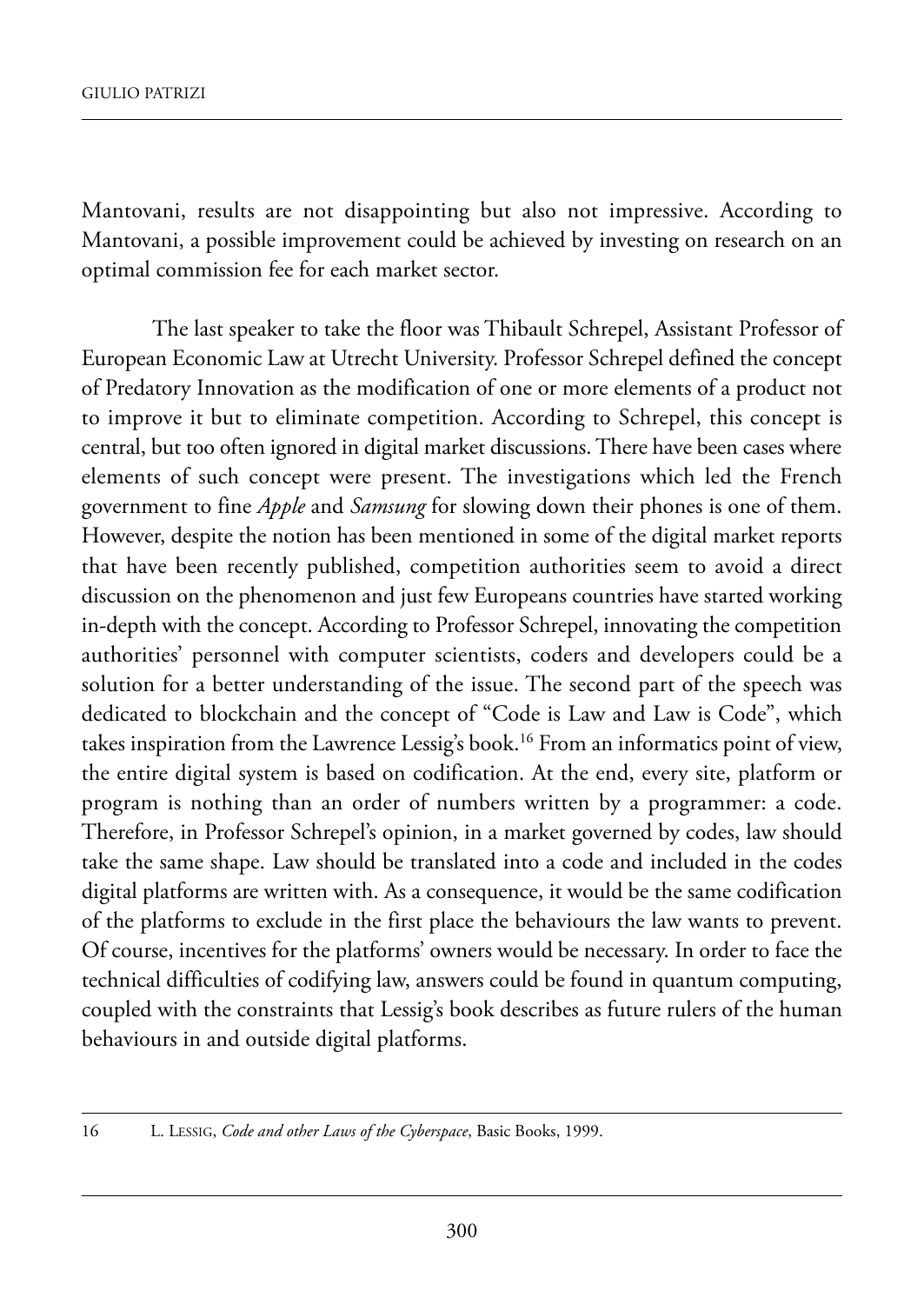Mantovani, results are not disappointing but also not impressive. According to Mantovani, a possible improvement could be achieved by investing on research on an optimal commission fee for each market sector.

The last speaker to take the floor was Thibault Schrepel, Assistant Professor of European Economic Law at Utrecht University. Professor Schrepel defined the concept of Predatory Innovation as the modification of one or more elements of a product not to improve it but to eliminate competition. According to Schrepel, this concept is central, but too often ignored in digital market discussions. There have been cases where elements of such concept were present. The investigations which led the French government to fine *Apple* and *Samsung* for slowing down their phones is one of them. However, despite the notion has been mentioned in some of the digital market reports that have been recently published, competition authorities seem to avoid a direct discussion on the phenomenon and just few Europeans countries have started working in-depth with the concept. According to Professor Schrepel, innovating the competition authorities' personnel with computer scientists, coders and developers could be a solution for a better understanding of the issue. The second part of the speech was dedicated to blockchain and the concept of "Code is Law and Law is Code", which takes inspiration from the Lawrence Lessig's book.[16] From an informatics point of view, the entire digital system is based on codification. At the end, every site, platform or program is nothing than an order of numbers written by a programmer: a code. Therefore, in Professor Schrepel's opinion, in a market governed by codes, law should take the same shape. Law should be translated into a code and included in the codes digital platforms are written with. As a consequence, it would be the same codification of the platforms to exclude in the first place the behaviours the law wants to prevent. Of course, incentives for the platforms' owners would be necessary. In order to face the technical difficulties of codifying law, answers could be found in quantum computing, coupled with the constraints that Lessig's book describes as future rulers of the human behaviours in and outside digital platforms.

---

16 L. Lessig, *Code and other Laws of the Cyberspace*, Basic Books, 1999.